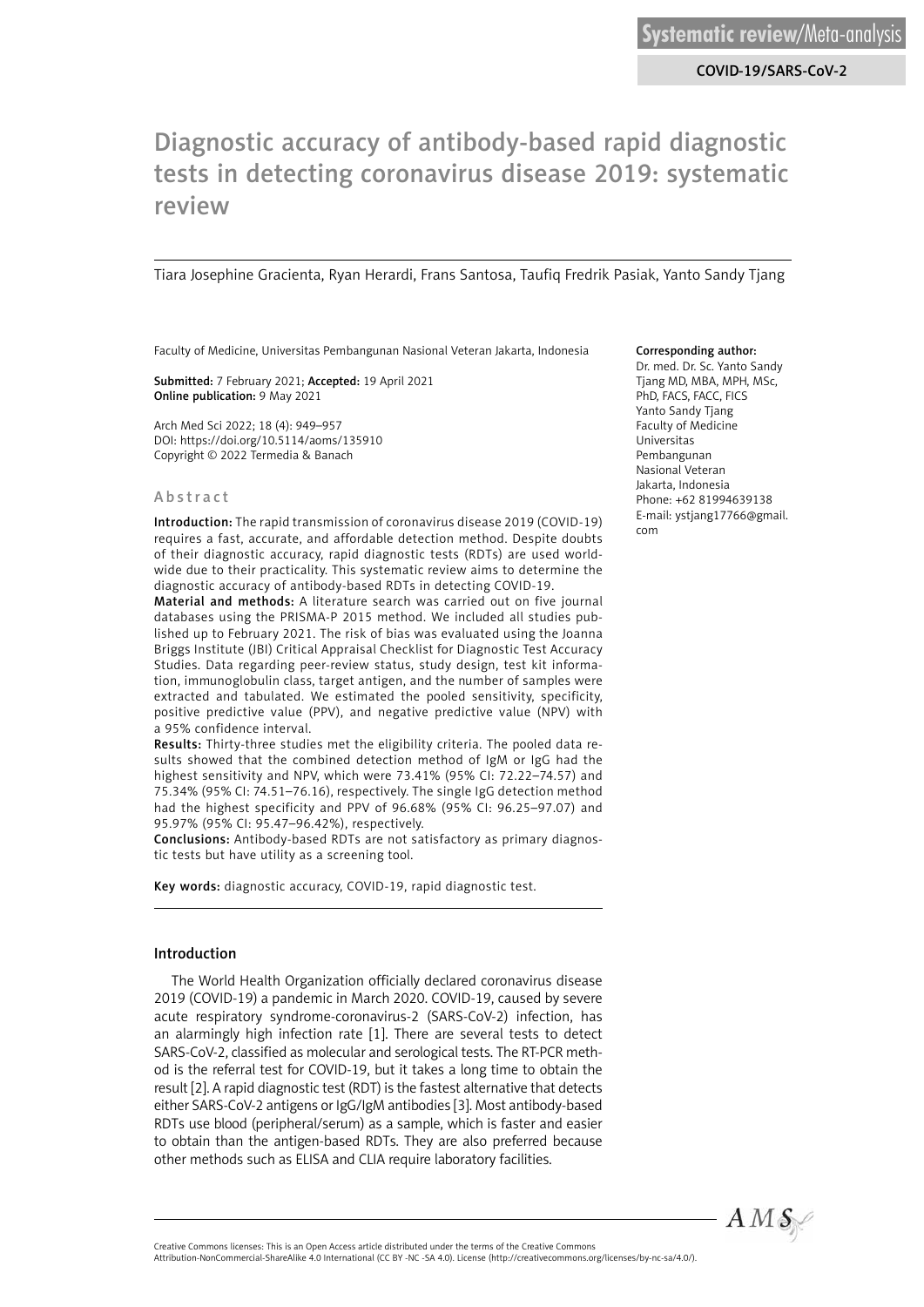Systematic review/Meta-analysis

COVID-19/SARS-CoV-2

# Diagnostic accuracy of antibody-based rapid diagnostic tests in detecting coronavirus disease 2019: systematic review

Tiara Josephine Gracienta, Ryan Herardi, Frans Santosa, Taufiq Fredrik Pasiak, Yanto Sandy Tjang

Faculty of Medicine, Universitas Pembangunan Nasional Veteran Jakarta, Indonesia

**Submitted:** 7 February 2021; **Accepted:** 19 April 2021
**Online publication:** 9 May 2021

Arch Med Sci 2022; 18 (4): 949–957
DOI: https://doi.org/10.5114/aoms/135910
Copyright © 2022 Termedia & Banach

**Corresponding author:**
Dr. med. Dr. Sc. Yanto Sandy Tjang MD, MBA, MPH, MSc, PhD, FACS, FACC, FICS
Yanto Sandy Tjang
Faculty of Medicine
Universitas Pembangunan Nasional Veteran
Jakarta, Indonesia
Phone: +62 81994639138
E-mail: ystjang17766@gmail.com

## Abstract

**Introduction:** The rapid transmission of coronavirus disease 2019 (COVID-19) requires a fast, accurate, and affordable detection method. Despite doubts of their diagnostic accuracy, rapid diagnostic tests (RDTs) are used worldwide due to their practicality. This systematic review aims to determine the diagnostic accuracy of antibody-based RDTs in detecting COVID-19.

**Material and methods:** A literature search was carried out on five journal databases using the PRISMA-P 2015 method. We included all studies published up to February 2021. The risk of bias was evaluated using the Joanna Briggs Institute (JBI) Critical Appraisal Checklist for Diagnostic Test Accuracy Studies. Data regarding peer-review status, study design, test kit information, immunoglobulin class, target antigen, and the number of samples were extracted and tabulated. We estimated the pooled sensitivity, specificity, positive predictive value (PPV), and negative predictive value (NPV) with a 95% confidence interval.

**Results:** Thirty-three studies met the eligibility criteria. The pooled data results showed that the combined detection method of IgM or IgG had the highest sensitivity and NPV, which were 73.41% (95% CI: 72.22–74.57) and 75.34% (95% CI: 74.51–76.16), respectively. The single IgG detection method had the highest specificity and PPV of 96.68% (95% CI: 96.25–97.07) and 95.97% (95% CI: 95.47–96.42%), respectively.

**Conclusions:** Antibody-based RDTs are not satisfactory as primary diagnostic tests but have utility as a screening tool.

**Key words:** diagnostic accuracy, COVID-19, rapid diagnostic test.

## Introduction

The World Health Organization officially declared coronavirus disease 2019 (COVID-19) a pandemic in March 2020. COVID-19, caused by severe acute respiratory syndrome-coronavirus-2 (SARS-CoV-2) infection, has an alarmingly high infection rate [1]. There are several tests to detect SARS-CoV-2, classified as molecular and serological tests. The RT-PCR method is the referral test for COVID-19, but it takes a long time to obtain the result [2]. A rapid diagnostic test (RDT) is the fastest alternative that detects either SARS-CoV-2 antigens or IgG/IgM antibodies [3]. Most antibody-based RDTs use blood (peripheral/serum) as a sample, which is faster and easier to obtain than the antigen-based RDTs. They are also preferred because other methods such as ELISA and CLIA require laboratory facilities.

Creative Commons licenses: This is an Open Access article distributed under the terms of the Creative Commons Attribution-NonCommercial-ShareAlike 4.0 International (CC BY -NC -SA 4.0). License (http://creativecommons.org/licenses/by-nc-sa/4.0/).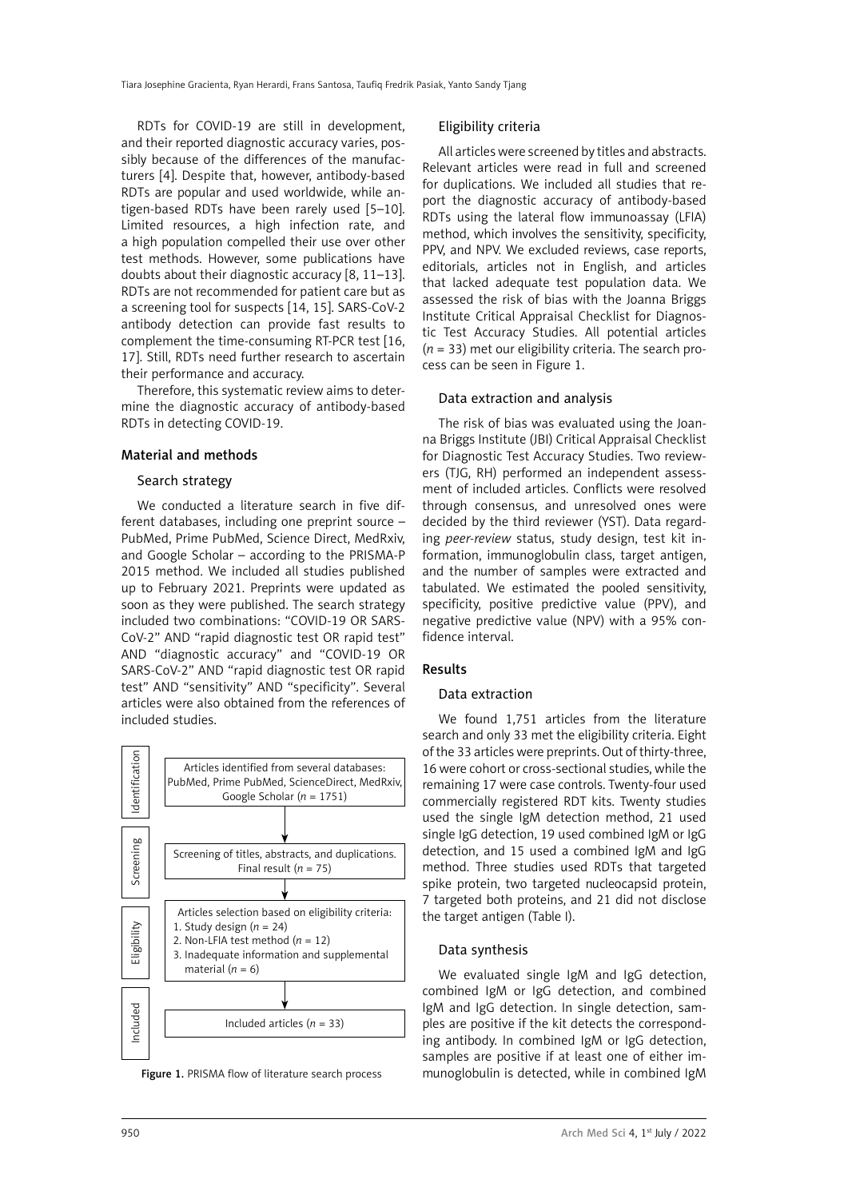RDTs for COVID-19 are still in development, and their reported diagnostic accuracy varies, possibly because of the differences of the manufacturers [4]. Despite that, however, antibody-based RDTs are popular and used worldwide, while antigen-based RDTs have been rarely used [5–10]. Limited resources, a high infection rate, and a high population compelled their use over other test methods. However, some publications have doubts about their diagnostic accuracy [8, 11–13]. RDTs are not recommended for patient care but as a screening tool for suspects [14, 15]. SARS-CoV-2 antibody detection can provide fast results to complement the time-consuming RT-PCR test [16, 17]. Still, RDTs need further research to ascertain their performance and accuracy.

Therefore, this systematic review aims to determine the diagnostic accuracy of antibody-based RDTs in detecting COVID-19.

## Material and methods

### Search strategy

We conducted a literature search in five different databases, including one preprint source – PubMed, Prime PubMed, Science Direct, MedRxiv, and Google Scholar – according to the PRISMA-P 2015 method. We included all studies published up to February 2021. Preprints were updated as soon as they were published. The search strategy included two combinations: "COVID-19 OR SARS-CoV-2" AND "rapid diagnostic test OR rapid test" AND "diagnostic accuracy" and "COVID-19 OR SARS-CoV-2" AND "rapid diagnostic test OR rapid test" AND "sensitivity" AND "specificity". Several articles were also obtained from the references of included studies.

**Identification:** Articles identified from several databases: PubMed, Prime PubMed, ScienceDirect, MedRxiv, Google Scholar (*n* = 1751)

**Screening:** Screening of titles, abstracts, and duplications. Final result (*n* = 75)

**Eligibility:** Articles selection based on eligibility criteria:
1. Study design (*n* = 24)
2. Non-LFIA test method (*n* = 12)
3. Inadequate information and supplemental material (*n* = 6)

**Included:** Included articles (*n* = 33)

**Figure 1.** PRISMA flow of literature search process

### Eligibility criteria

All articles were screened by titles and abstracts. Relevant articles were read in full and screened for duplications. We included all studies that report the diagnostic accuracy of antibody-based RDTs using the lateral flow immunoassay (LFIA) method, which involves the sensitivity, specificity, PPV, and NPV. We excluded reviews, case reports, editorials, articles not in English, and articles that lacked adequate test population data. We assessed the risk of bias with the Joanna Briggs Institute Critical Appraisal Checklist for Diagnostic Test Accuracy Studies. All potential articles (*n* = 33) met our eligibility criteria. The search process can be seen in Figure 1.

### Data extraction and analysis

The risk of bias was evaluated using the Joanna Briggs Institute (JBI) Critical Appraisal Checklist for Diagnostic Test Accuracy Studies. Two reviewers (TJG, RH) performed an independent assessment of included articles. Conflicts were resolved through consensus, and unresolved ones were decided by the third reviewer (YST). Data regarding *peer-review* status, study design, test kit information, immunoglobulin class, target antigen, and the number of samples were extracted and tabulated. We estimated the pooled sensitivity, specificity, positive predictive value (PPV), and negative predictive value (NPV) with a 95% confidence interval.

## Results

### Data extraction

We found 1,751 articles from the literature search and only 33 met the eligibility criteria. Eight of the 33 articles were preprints. Out of thirty-three, 16 were cohort or cross-sectional studies, while the remaining 17 were case controls. Twenty-four used commercially registered RDT kits. Twenty studies used the single IgM detection method, 21 used single IgG detection, 19 used combined IgM or IgG detection, and 15 used a combined IgM and IgG method. Three studies used RDTs that targeted spike protein, two targeted nucleocapsid protein, 7 targeted both proteins, and 21 did not disclose the target antigen (Table I).

### Data synthesis

We evaluated single IgM and IgG detection, combined IgM or IgG detection, and combined IgM and IgG detection. In single detection, samples are positive if the kit detects the corresponding antibody. In combined IgM or IgG detection, samples are positive if at least one of either immunoglobulin is detected, while in combined IgM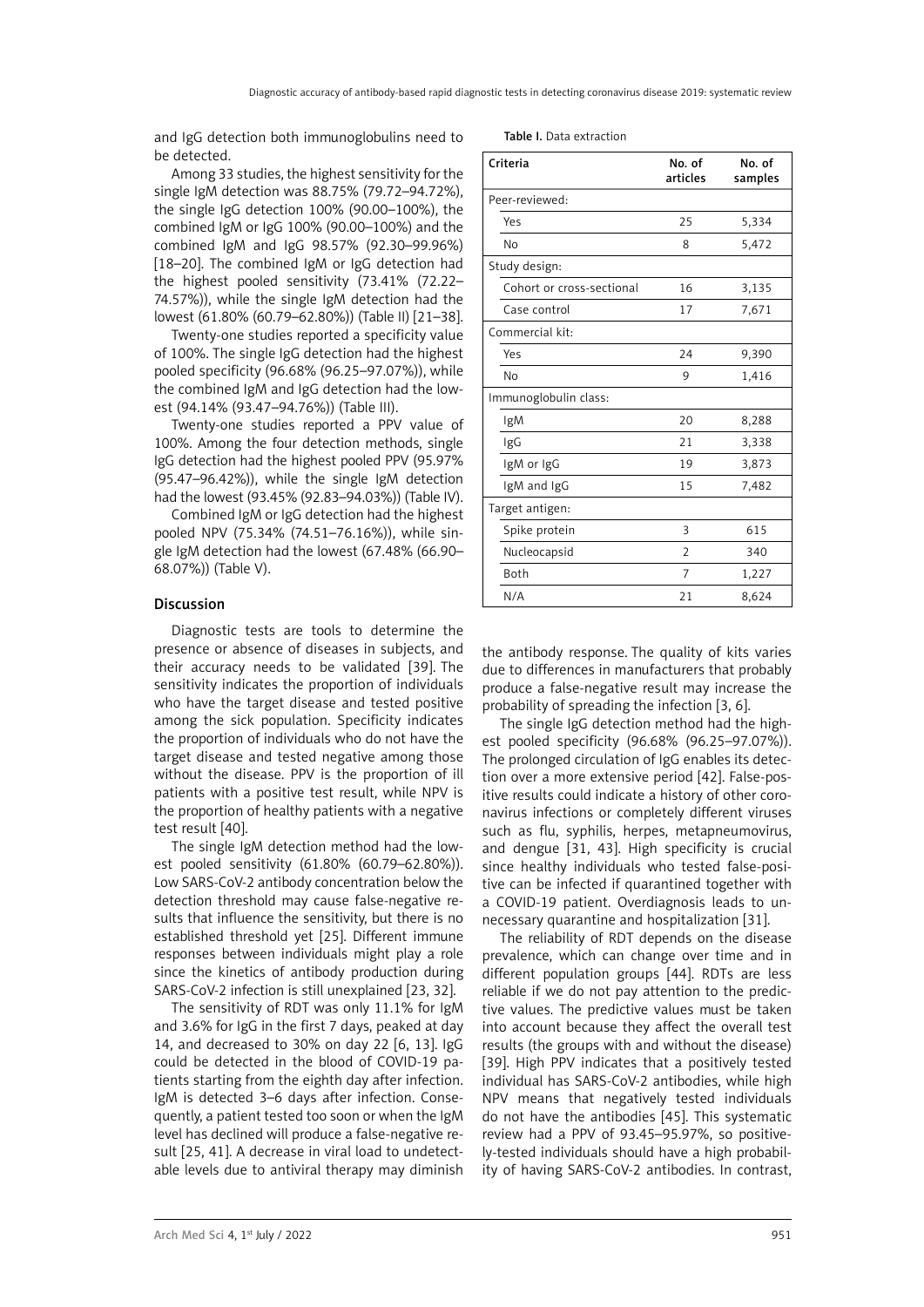and IgG detection both immunoglobulins need to be detected.

Among 33 studies, the highest sensitivity for the single IgM detection was 88.75% (79.72–94.72%), the single IgG detection 100% (90.00–100%), the combined IgM or IgG 100% (90.00–100%) and the combined IgM and IgG 98.57% (92.30–99.96%) [18–20]. The combined IgM or IgG detection had the highest pooled sensitivity (73.41% (72.22–74.57%)), while the single IgM detection had the lowest (61.80% (60.79–62.80%)) (Table II) [21–38].

Twenty-one studies reported a specificity value of 100%. The single IgG detection had the highest pooled specificity (96.68% (96.25–97.07%)), while the combined IgM and IgG detection had the lowest (94.14% (93.47–94.76%)) (Table III).

Twenty-one studies reported a PPV value of 100%. Among the four detection methods, single IgG detection had the highest pooled PPV (95.97% (95.47–96.42%)), while the single IgM detection had the lowest (93.45% (92.83–94.03%)) (Table IV).

Combined IgM or IgG detection had the highest pooled NPV (75.34% (74.51–76.16%)), while single IgM detection had the lowest (67.48% (66.90–68.07%)) (Table V).

Table I. Data extraction

| Criteria | No. of articles | No. of samples |
|---|---|---|
| Peer-reviewed: | | |
| Yes | 25 | 5,334 |
| No | 8 | 5,472 |
| Study design: | | |
| Cohort or cross-sectional | 16 | 3,135 |
| Case control | 17 | 7,671 |
| Commercial kit: | | |
| Yes | 24 | 9,390 |
| No | 9 | 1,416 |
| Immunoglobulin class: | | |
| IgM | 20 | 8,288 |
| IgG | 21 | 3,338 |
| IgM or IgG | 19 | 3,873 |
| IgM and IgG | 15 | 7,482 |
| Target antigen: | | |
| Spike protein | 3 | 615 |
| Nucleocapsid | 2 | 340 |
| Both | 7 | 1,227 |
| N/A | 21 | 8,624 |

## Discussion

Diagnostic tests are tools to determine the presence or absence of diseases in subjects, and their accuracy needs to be validated [39]. The sensitivity indicates the proportion of individuals who have the target disease and tested positive among the sick population. Specificity indicates the proportion of individuals who do not have the target disease and tested negative among those without the disease. PPV is the proportion of ill patients with a positive test result, while NPV is the proportion of healthy patients with a negative test result [40].

The single IgM detection method had the lowest pooled sensitivity (61.80% (60.79–62.80%)). Low SARS-CoV-2 antibody concentration below the detection threshold may cause false-negative results that influence the sensitivity, but there is no established threshold yet [25]. Different immune responses between individuals might play a role since the kinetics of antibody production during SARS-CoV-2 infection is still unexplained [23, 32].

The sensitivity of RDT was only 11.1% for IgM and 3.6% for IgG in the first 7 days, peaked at day 14, and decreased to 30% on day 22 [6, 13]. IgG could be detected in the blood of COVID-19 patients starting from the eighth day after infection. IgM is detected 3–6 days after infection. Consequently, a patient tested too soon or when the IgM level has declined will produce a false-negative result [25, 41]. A decrease in viral load to undetectable levels due to antiviral therapy may diminish the antibody response. The quality of kits varies due to differences in manufacturers that probably produce a false-negative result may increase the probability of spreading the infection [3, 6].

The single IgG detection method had the highest pooled specificity (96.68% (96.25–97.07%)). The prolonged circulation of IgG enables its detection over a more extensive period [42]. False-positive results could indicate a history of other coronavirus infections or completely different viruses such as flu, syphilis, herpes, metapneumovirus, and dengue [31, 43]. High specificity is crucial since healthy individuals who tested false-positive can be infected if quarantined together with a COVID-19 patient. Overdiagnosis leads to unnecessary quarantine and hospitalization [31].

The reliability of RDT depends on the disease prevalence, which can change over time and in different population groups [44]. RDTs are less reliable if we do not pay attention to the predictive values. The predictive values must be taken into account because they affect the overall test results (the groups with and without the disease) [39]. High PPV indicates that a positively tested individual has SARS-CoV-2 antibodies, while high NPV means that negatively tested individuals do not have the antibodies [45]. This systematic review had a PPV of 93.45–95.97%, so positively-tested individuals should have a high probability of having SARS-CoV-2 antibodies. In contrast,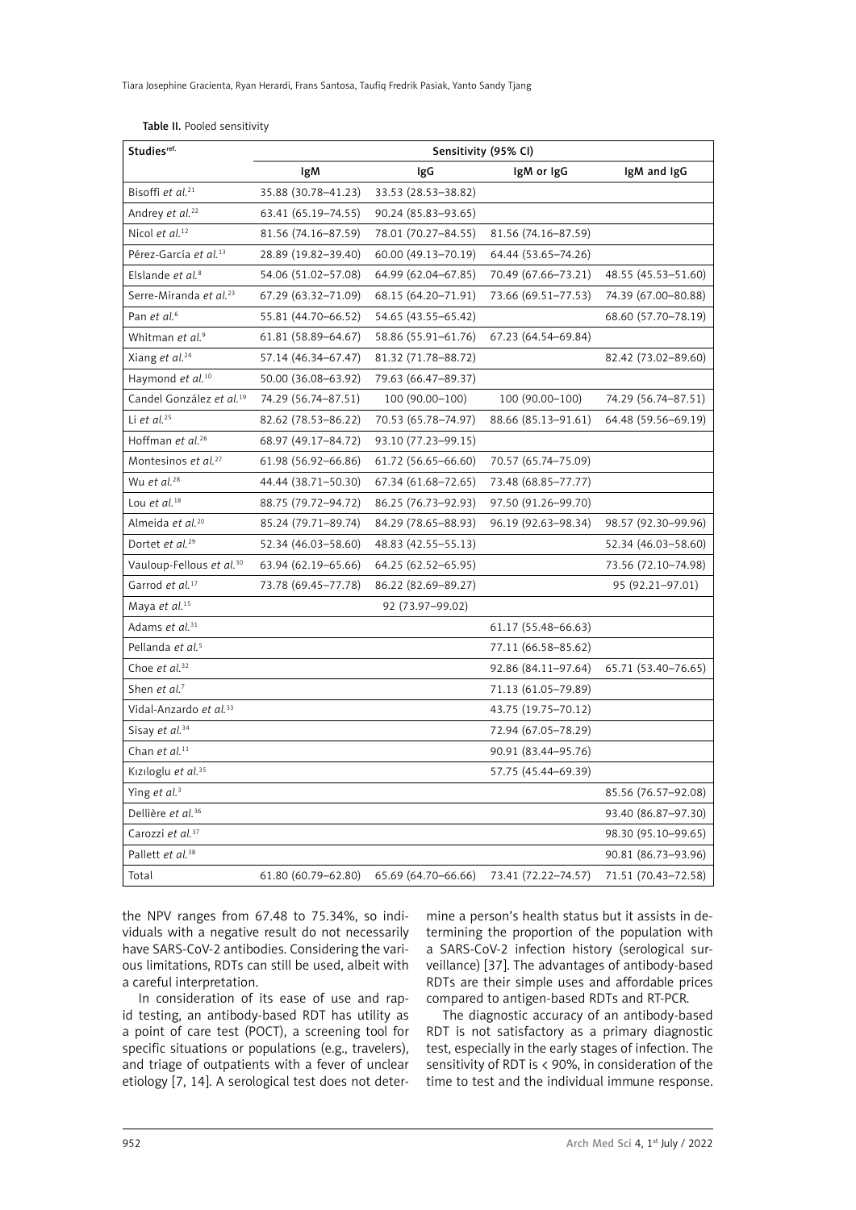Table II. Pooled sensitivity

| Studies[ref.] | Sensitivity (95% CI) | | | |
|---|---|---|---|---|
| | IgM | IgG | IgM or IgG | IgM and IgG |
| Bisoffi *et al.*[21] | 35.88 (30.78–41.23) | 33.53 (28.53–38.82) | | |
| Andrey *et al.*[22] | 63.41 (65.19–74.55) | 90.24 (85.83–93.65) | | |
| Nicol *et al.*[12] | 81.56 (74.16–87.59) | 78.01 (70.27–84.55) | 81.56 (74.16–87.59) | |
| Pérez-García *et al.*[13] | 28.89 (19.82–39.40) | 60.00 (49.13–70.19) | 64.44 (53.65–74.26) | |
| Elslande *et al.*[8] | 54.06 (51.02–57.08) | 64.99 (62.04–67.85) | 70.49 (67.66–73.21) | 48.55 (45.53–51.60) |
| Serre-Miranda *et al.*[23] | 67.29 (63.32–71.09) | 68.15 (64.20–71.91) | 73.66 (69.51–77.53) | 74.39 (67.00–80.88) |
| Pan *et al.*[6] | 55.81 (44.70–66.52) | 54.65 (43.55–65.42) | | 68.60 (57.70–78.19) |
| Whitman *et al.*[9] | 61.81 (58.89–64.67) | 58.86 (55.91–61.76) | 67.23 (64.54–69.84) | |
| Xiang *et al.*[24] | 57.14 (46.34–67.47) | 81.32 (71.78–88.72) | | 82.42 (73.02–89.60) |
| Haymond *et al.*[10] | 50.00 (36.08–63.92) | 79.63 (66.47–89.37) | | |
| Candel González *et al.*[19] | 74.29 (56.74–87.51) | 100 (90.00–100) | 100 (90.00–100) | 74.29 (56.74–87.51) |
| Li *et al.*[25] | 82.62 (78.53–86.22) | 70.53 (65.78–74.97) | 88.66 (85.13–91.61) | 64.48 (59.56–69.19) |
| Hoffman *et al.*[26] | 68.97 (49.17–84.72) | 93.10 (77.23–99.15) | | |
| Montesinos *et al.*[27] | 61.98 (56.92–66.86) | 61.72 (56.65–66.60) | 70.57 (65.74–75.09) | |
| Wu *et al.*[28] | 44.44 (38.71–50.30) | 67.34 (61.68–72.65) | 73.48 (68.85–77.77) | |
| Lou *et al.*[18] | 88.75 (79.72–94.72) | 86.25 (76.73–92.93) | 97.50 (91.26–99.70) | |
| Almeida *et al.*[20] | 85.24 (79.71–89.74) | 84.29 (78.65–88.93) | 96.19 (92.63–98.34) | 98.57 (92.30–99.96) |
| Dortet *et al.*[29] | 52.34 (46.03–58.60) | 48.83 (42.55–55.13) | | 52.34 (46.03–58.60) |
| Vauloup-Fellous *et al.*[30] | 63.94 (62.19–65.66) | 64.25 (62.52–65.95) | | 73.56 (72.10–74.98) |
| Garrod *et al.*[17] | 73.78 (69.45–77.78) | 86.22 (82.69–89.27) | | 95 (92.21–97.01) |
| Maya *et al.*[15] | | 92 (73.97–99.02) | | |
| Adams *et al.*[31] | | | 61.17 (55.48–66.63) | |
| Pellanda *et al.*[5] | | | 77.11 (66.58–85.62) | |
| Choe *et al.*[32] | | | 92.86 (84.11–97.64) | 65.71 (53.40–76.65) |
| Shen *et al.*[7] | | | 71.13 (61.05–79.89) | |
| Vidal-Anzardo *et al.*[33] | | | 43.75 (19.75–70.12) | |
| Sisay *et al.*[34] | | | 72.94 (67.05–78.29) | |
| Chan *et al.*[11] | | | 90.91 (83.44–95.76) | |
| Kızıloglu *et al.*[35] | | | 57.75 (45.44–69.39) | |
| Ying *et al.*[3] | | | | 85.56 (76.57–92.08) |
| Dellière *et al.*[36] | | | | 93.40 (86.87–97.30) |
| Carozzi *et al.*[37] | | | | 98.30 (95.10–99.65) |
| Pallett *et al.*[38] | | | | 90.81 (86.73–93.96) |
| Total | 61.80 (60.79–62.80) | 65.69 (64.70–66.66) | 73.41 (72.22–74.57) | 71.51 (70.43–72.58) |

the NPV ranges from 67.48 to 75.34%, so individuals with a negative result do not necessarily have SARS-CoV-2 antibodies. Considering the various limitations, RDTs can still be used, albeit with a careful interpretation.

In consideration of its ease of use and rapid testing, an antibody-based RDT has utility as a point of care test (POCT), a screening tool for specific situations or populations (e.g., travelers), and triage of outpatients with a fever of unclear etiology [7, 14]. A serological test does not determine a person's health status but it assists in determining the proportion of the population with a SARS-CoV-2 infection history (serological surveillance) [37]. The advantages of antibody-based RDTs are their simple uses and affordable prices compared to antigen-based RDTs and RT-PCR.

The diagnostic accuracy of an antibody-based RDT is not satisfactory as a primary diagnostic test, especially in the early stages of infection. The sensitivity of RDT is < 90%, in consideration of the time to test and the individual immune response.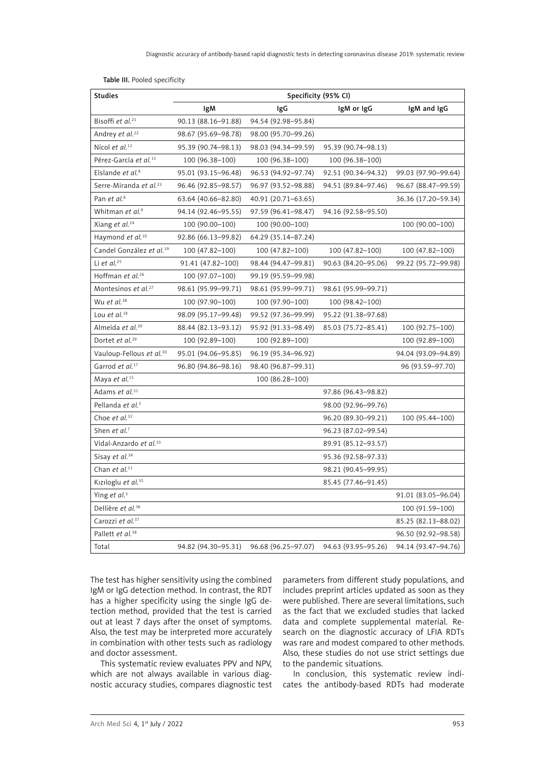Table III. Pooled specificity

| Studies | Specificity (95% CI) | | | |
|---|---|---|---|---|
| | IgM | IgG | IgM or IgG | IgM and IgG |
| Bisoffi *et al.*[21] | 90.13 (88.16–91.88) | 94.54 (92.98–95.84) | | |
| Andrey *et al.*[22] | 98.67 (95.69–98.78) | 98.00 (95.70–99.26) | | |
| Nicol *et al.*[12] | 95.39 (90.74–98.13) | 98.03 (94.34–99.59) | 95.39 (90.74–98.13) | |
| Pérez-García *et al.*[13] | 100 (96.38–100) | 100 (96.38–100) | 100 (96.38–100) | |
| Elslande *et al.*[8] | 95.01 (93.15–96.48) | 96.53 (94.92–97.74) | 92.51 (90.34–94.32) | 99.03 (97.90–99.64) |
| Serre-Miranda *et al.*[23] | 96.46 (92.85–98.57) | 96.97 (93.52–98.88) | 94.51 (89.84–97.46) | 96.67 (88.47–99.59) |
| Pan *et al.*[6] | 63.64 (40.66–82.80) | 40.91 (20.71–63.65) | | 36.36 (17.20–59.34) |
| Whitman *et al.*[9] | 94.14 (92.46–95.55) | 97.59 (96.41–98.47) | 94.16 (92.58–95.50) | |
| Xiang *et al.*[24] | 100 (90.00–100) | 100 (90.00–100) | | 100 (90.00–100) |
| Haymond *et al.*[10] | 92.86 (66.13–99.82) | 64.29 (35.14–87.24) | | |
| Candel González *et al.*[19] | 100 (47.82–100) | 100 (47.82–100) | 100 (47.82–100) | 100 (47.82–100) |
| Li *et al.*[25] | 91.41 (47.82–100) | 98.44 (94.47–99.81) | 90.63 (84.20–95.06) | 99.22 (95.72–99.98) |
| Hoffman *et al.*[26] | 100 (97.07–100) | 99.19 (95.59–99.98) | | |
| Montesinos *et al.*[27] | 98.61 (95.99–99.71) | 98.61 (95.99–99.71) | 98.61 (95.99–99.71) | |
| Wu *et al.*[28] | 100 (97.90–100) | 100 (97.90–100) | 100 (98.42–100) | |
| Lou *et al.*[18] | 98.09 (95.17–99.48) | 99.52 (97.36–99.99) | 95.22 (91.38–97.68) | |
| Almeida *et al.*[20] | 88.44 (82.13–93.12) | 95.92 (91.33–98.49) | 85.03 (75.72–85.41) | 100 (92.75–100) |
| Dortet *et al.*[29] | 100 (92.89–100) | 100 (92.89–100) | | 100 (92.89–100) |
| Vauloup-Fellous *et al.*[30] | 95.01 (94.06–95.85) | 96.19 (95.34–96.92) | | 94.04 (93.09–94.89) |
| Garrod *et al.*[17] | 96.80 (94.86–98.16) | 98.40 (96.87–99.31) | | 96 (93.59–97.70) |
| Maya *et al.*[15] | | 100 (86.28–100) | | |
| Adams *et al.*[31] | | | 97.86 (96.43–98.82) | |
| Pellanda *et al.*[5] | | | 98.00 (92.96–99.76) | |
| Choe *et al.*[32] | | | 96.20 (89.30–99.21) | 100 (95.44–100) |
| Shen *et al.*[7] | | | 96.23 (87.02–99.54) | |
| Vidal-Anzardo *et al.*[33] | | | 89.91 (85.12–93.57) | |
| Sisay *et al.*[34] | | | 95.36 (92.58–97.33) | |
| Chan *et al.*[11] | | | 98.21 (90.45–99.95) | |
| Kızıloglu *et al.*[35] | | | 85.45 (77.46–91.45) | |
| Ying *et al.*[3] | | | | 91.01 (83.05–96.04) |
| Dellière *et al.*[36] | | | | 100 (91.59–100) |
| Carozzi *et al.*[37] | | | | 85.25 (82.13–88.02) |
| Pallett *et al.*[38] | | | | 96.50 (92.92–98.58) |
| Total | 94.82 (94.30–95.31) | 96.68 (96.25–97.07) | 94.63 (93.95–95.26) | 94.14 (93.47–94.76) |

The test has higher sensitivity using the combined IgM or IgG detection method. In contrast, the RDT has a higher specificity using the single IgG detection method, provided that the test is carried out at least 7 days after the onset of symptoms. Also, the test may be interpreted more accurately in combination with other tests such as radiology and doctor assessment.

This systematic review evaluates PPV and NPV, which are not always available in various diagnostic accuracy studies, compares diagnostic test parameters from different study populations, and includes preprint articles updated as soon as they were published. There are several limitations, such as the fact that we excluded studies that lacked data and complete supplemental material. Research on the diagnostic accuracy of LFIA RDTs was rare and modest compared to other methods. Also, these studies do not use strict settings due to the pandemic situations.

In conclusion, this systematic review indicates the antibody-based RDTs had moderate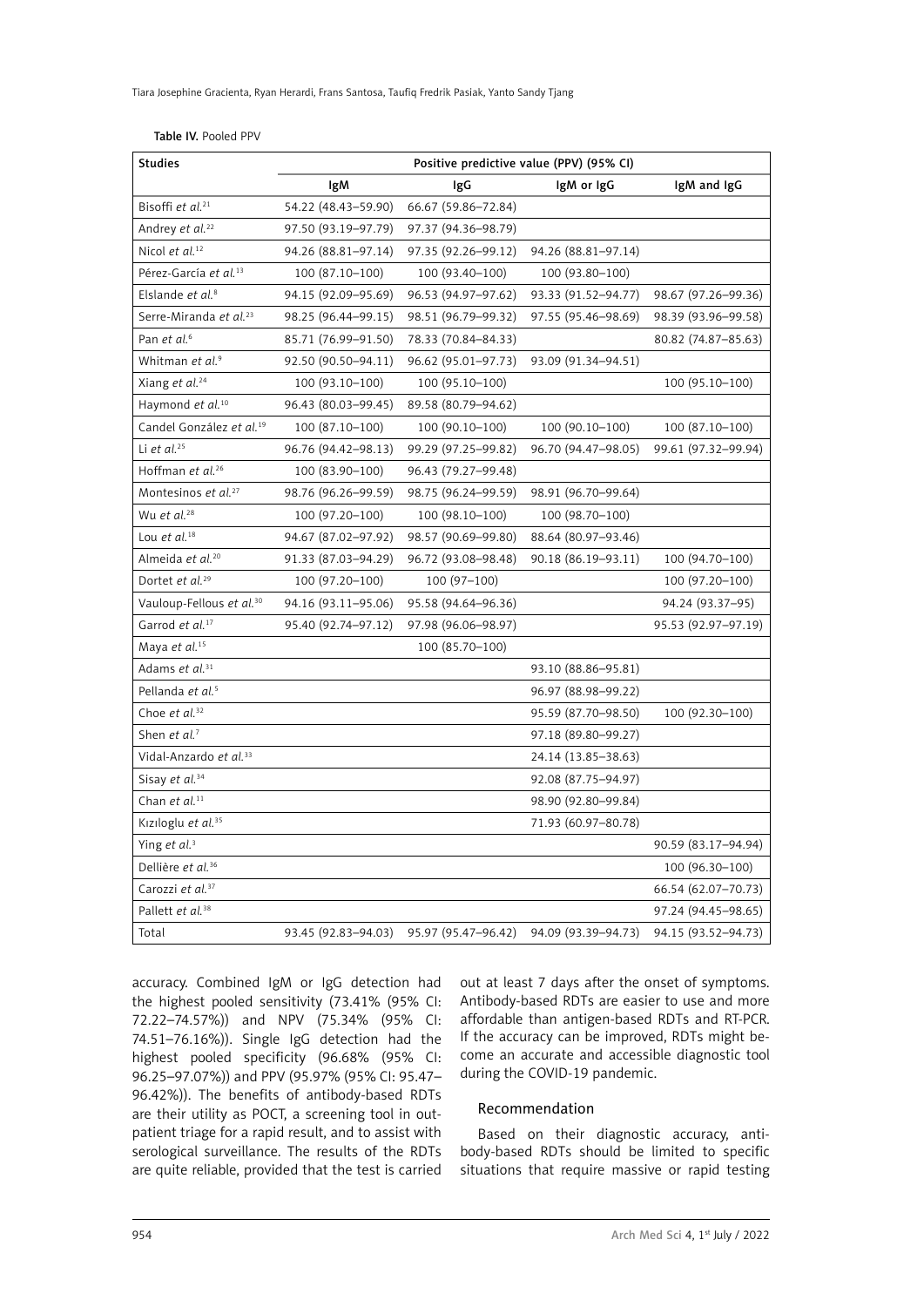Table IV. Pooled PPV

| Studies | Positive predictive value (PPV) (95% CI) | | | |
|---|---|---|---|---|
| | IgM | IgG | IgM or IgG | IgM and IgG |
| Bisoffi *et al.*[21] | 54.22 (48.43–59.90) | 66.67 (59.86–72.84) | | |
| Andrey *et al.*[22] | 97.50 (93.19–97.79) | 97.37 (94.36–98.79) | | |
| Nicol *et al.*[12] | 94.26 (88.81–97.14) | 97.35 (92.26–99.12) | 94.26 (88.81–97.14) | |
| Pérez-García *et al.*[13] | 100 (87.10–100) | 100 (93.40–100) | 100 (93.80–100) | |
| Elslande *et al.*[8] | 94.15 (92.09–95.69) | 96.53 (94.97–97.62) | 93.33 (91.52–94.77) | 98.67 (97.26–99.36) |
| Serre-Miranda *et al.*[23] | 98.25 (96.44–99.15) | 98.51 (96.79–99.32) | 97.55 (95.46–98.69) | 98.39 (93.96–99.58) |
| Pan *et al.*[6] | 85.71 (76.99–91.50) | 78.33 (70.84–84.33) | | 80.82 (74.87–85.63) |
| Whitman *et al.*[9] | 92.50 (90.50–94.11) | 96.62 (95.01–97.73) | 93.09 (91.34–94.51) | |
| Xiang *et al.*[24] | 100 (93.10–100) | 100 (95.10–100) | | 100 (95.10–100) |
| Haymond *et al.*[10] | 96.43 (80.03–99.45) | 89.58 (80.79–94.62) | | |
| Candel González *et al.*[19] | 100 (87.10–100) | 100 (90.10–100) | 100 (90.10–100) | 100 (87.10–100) |
| Li *et al.*[25] | 96.76 (94.42–98.13) | 99.29 (97.25–99.82) | 96.70 (94.47–98.05) | 99.61 (97.32–99.94) |
| Hoffman *et al.*[26] | 100 (83.90–100) | 96.43 (79.27–99.48) | | |
| Montesinos *et al.*[27] | 98.76 (96.26–99.59) | 98.75 (96.24–99.59) | 98.91 (96.70–99.64) | |
| Wu *et al.*[28] | 100 (97.20–100) | 100 (98.10–100) | 100 (98.70–100) | |
| Lou *et al.*[18] | 94.67 (87.02–97.92) | 98.57 (90.69–99.80) | 88.64 (80.97–93.46) | |
| Almeida *et al.*[20] | 91.33 (87.03–94.29) | 96.72 (93.08–98.48) | 90.18 (86.19–93.11) | 100 (94.70–100) |
| Dortet *et al.*[29] | 100 (97.20–100) | 100 (97–100) | | 100 (97.20–100) |
| Vauloup-Fellous *et al.*[30] | 94.16 (93.11–95.06) | 95.58 (94.64–96.36) | | 94.24 (93.37–95) |
| Garrod *et al.*[17] | 95.40 (92.74–97.12) | 97.98 (96.06–98.97) | | 95.53 (92.97–97.19) |
| Maya *et al.*[15] | | 100 (85.70–100) | | |
| Adams *et al.*[31] | | | 93.10 (88.86–95.81) | |
| Pellanda *et al.*[5] | | | 96.97 (88.98–99.22) | |
| Choe *et al.*[32] | | | 95.59 (87.70–98.50) | 100 (92.30–100) |
| Shen *et al.*[7] | | | 97.18 (89.80–99.27) | |
| Vidal-Anzardo *et al.*[33] | | | 24.14 (13.85–38.63) | |
| Sisay *et al.*[34] | | | 92.08 (87.75–94.97) | |
| Chan *et al.*[11] | | | 98.90 (92.80–99.84) | |
| Kızıloglu *et al.*[35] | | | 71.93 (60.97–80.78) | |
| Ying *et al.*[3] | | | | 90.59 (83.17–94.94) |
| Dellière *et al.*[36] | | | | 100 (96.30–100) |
| Carozzi *et al.*[37] | | | | 66.54 (62.07–70.73) |
| Pallett *et al.*[38] | | | | 97.24 (94.45–98.65) |
| Total | 93.45 (92.83–94.03) | 95.97 (95.47–96.42) | 94.09 (93.39–94.73) | 94.15 (93.52–94.73) |

accuracy. Combined IgM or IgG detection had the highest pooled sensitivity (73.41% (95% CI: 72.22–74.57%)) and NPV (75.34% (95% CI: 74.51–76.16%)). Single IgG detection had the highest pooled specificity (96.68% (95% CI: 96.25–97.07%)) and PPV (95.97% (95% CI: 95.47–96.42%)). The benefits of antibody-based RDTs are their utility as POCT, a screening tool in outpatient triage for a rapid result, and to assist with serological surveillance. The results of the RDTs are quite reliable, provided that the test is carried out at least 7 days after the onset of symptoms. Antibody-based RDTs are easier to use and more affordable than antigen-based RDTs and RT-PCR. If the accuracy can be improved, RDTs might become an accurate and accessible diagnostic tool during the COVID-19 pandemic.

## Recommendation

Based on their diagnostic accuracy, antibody-based RDTs should be limited to specific situations that require massive or rapid testing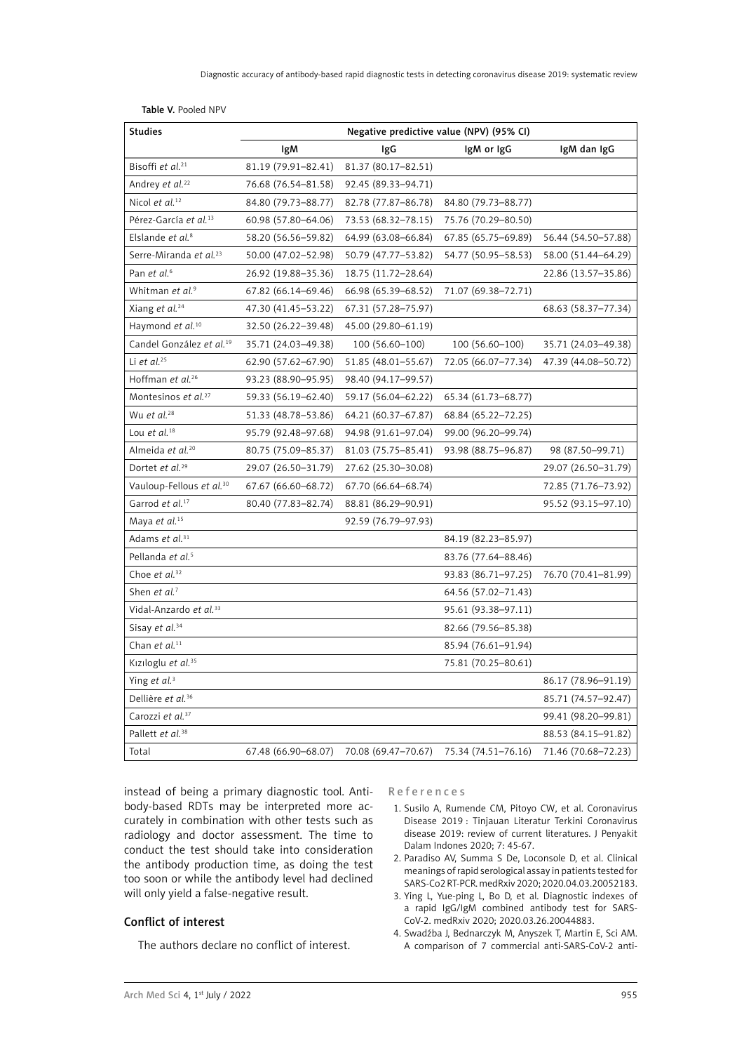Table V. Pooled NPV

| Studies | Negative predictive value (NPV) (95% CI) | | | |
|---|---|---|---|---|
| | IgM | IgG | IgM or IgG | IgM dan IgG |
| Bisoffi *et al.*[21] | 81.19 (79.91–82.41) | 81.37 (80.17–82.51) | | |
| Andrey *et al.*[22] | 76.68 (76.54–81.58) | 92.45 (89.33–94.71) | | |
| Nicol *et al.*[12] | 84.80 (79.73–88.77) | 82.78 (77.87–86.78) | 84.80 (79.73–88.77) | |
| Pérez-García *et al.*[13] | 60.98 (57.80–64.06) | 73.53 (68.32–78.15) | 75.76 (70.29–80.50) | |
| Elslande *et al.*[8] | 58.20 (56.56–59.82) | 64.99 (63.08–66.84) | 67.85 (65.75–69.89) | 56.44 (54.50–57.88) |
| Serre-Miranda *et al.*[23] | 50.00 (47.02–52.98) | 50.79 (47.77–53.82) | 54.77 (50.95–58.53) | 58.00 (51.44–64.29) |
| Pan *et al.*[6] | 26.92 (19.88–35.36) | 18.75 (11.72–28.64) | | 22.86 (13.57–35.86) |
| Whitman *et al.*[9] | 67.82 (66.14–69.46) | 66.98 (65.39–68.52) | 71.07 (69.38–72.71) | |
| Xiang *et al.*[24] | 47.30 (41.45–53.22) | 67.31 (57.28–75.97) | | 68.63 (58.37–77.34) |
| Haymond *et al.*[10] | 32.50 (26.22–39.48) | 45.00 (29.80–61.19) | | |
| Candel González *et al.*[19] | 35.71 (24.03–49.38) | 100 (56.60–100) | 100 (56.60–100) | 35.71 (24.03–49.38) |
| Li *et al.*[25] | 62.90 (57.62–67.90) | 51.85 (48.01–55.67) | 72.05 (66.07–77.34) | 47.39 (44.08–50.72) |
| Hoffman *et al.*[26] | 93.23 (88.90–95.95) | 98.40 (94.17–99.57) | | |
| Montesinos *et al.*[27] | 59.33 (56.19–62.40) | 59.17 (56.04–62.22) | 65.34 (61.73–68.77) | |
| Wu *et al.*[28] | 51.33 (48.78–53.86) | 64.21 (60.37–67.87) | 68.84 (65.22–72.25) | |
| Lou *et al.*[18] | 95.79 (92.48–97.68) | 94.98 (91.61–97.04) | 99.00 (96.20–99.74) | |
| Almeida *et al.*[20] | 80.75 (75.09–85.37) | 81.03 (75.75–85.41) | 93.98 (88.75–96.87) | 98 (87.50–99.71) |
| Dortet *et al.*[29] | 29.07 (26.50–31.79) | 27.62 (25.30–30.08) | | 29.07 (26.50–31.79) |
| Vauloup-Fellous *et al.*[30] | 67.67 (66.60–68.72) | 67.70 (66.64–68.74) | | 72.85 (71.76–73.92) |
| Garrod *et al.*[17] | 80.40 (77.83–82.74) | 88.81 (86.29–90.91) | | 95.52 (93.15–97.10) |
| Maya *et al.*[15] | | 92.59 (76.79–97.93) | | |
| Adams *et al.*[31] | | | 84.19 (82.23–85.97) | |
| Pellanda *et al.*[5] | | | 83.76 (77.64–88.46) | |
| Choe *et al.*[32] | | | 93.83 (86.71–97.25) | 76.70 (70.41–81.99) |
| Shen *et al.*[7] | | | 64.56 (57.02–71.43) | |
| Vidal-Anzardo *et al.*[33] | | | 95.61 (93.38–97.11) | |
| Sisay *et al.*[34] | | | 82.66 (79.56–85.38) | |
| Chan *et al.*[11] | | | 85.94 (76.61–91.94) | |
| Kızıloglu *et al.*[35] | | | 75.81 (70.25–80.61) | |
| Ying *et al.*[3] | | | | 86.17 (78.96–91.19) |
| Dellière *et al.*[36] | | | | 85.71 (74.57–92.47) |
| Carozzi *et al.*[37] | | | | 99.41 (98.20–99.81) |
| Pallett *et al.*[38] | | | | 88.53 (84.15–91.82) |
| Total | 67.48 (66.90–68.07) | 70.08 (69.47–70.67) | 75.34 (74.51–76.16) | 71.46 (70.68–72.23) |

instead of being a primary diagnostic tool. Antibody-based RDTs may be interpreted more accurately in combination with other tests such as radiology and doctor assessment. The time to conduct the test should take into consideration the antibody production time, as doing the test too soon or while the antibody level had declined will only yield a false-negative result.

## Conflict of interest

The authors declare no conflict of interest.

## References

1. Susilo A, Rumende CM, Pitoyo CW, et al. Coronavirus Disease 2019 : Tinjauan Literatur Terkini Coronavirus disease 2019: review of current literatures. J Penyakit Dalam Indones 2020; 7: 45-67.
2. Paradiso AV, Summa S De, Loconsole D, et al. Clinical meanings of rapid serological assay in patients tested for SARS-Co2 RT-PCR. medRxiv 2020; 2020.04.03.20052183.
3. Ying L, Yue-ping L, Bo D, et al. Diagnostic indexes of a rapid IgG/IgM combined antibody test for SARS-CoV-2. medRxiv 2020; 2020.03.26.20044883.
4. Swadźba J, Bednarczyk M, Anyszek T, Martin E, Sci AM. A comparison of 7 commercial anti-SARS-CoV-2 anti-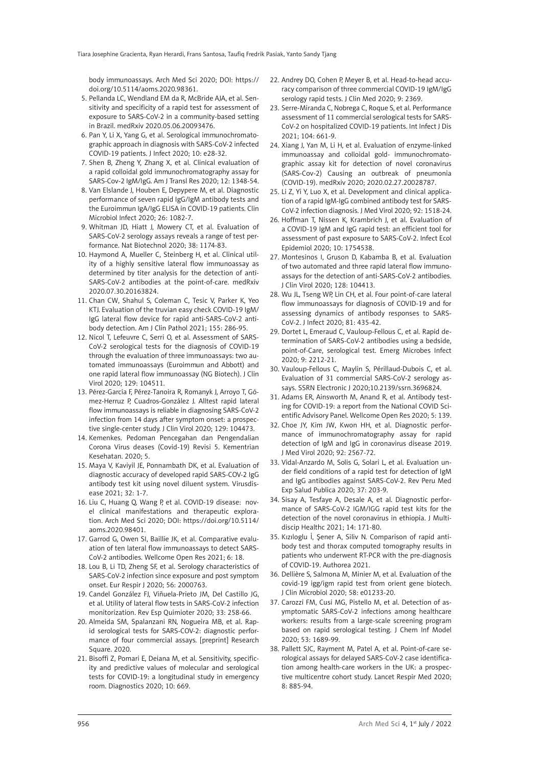body immunoassays. Arch Med Sci 2020; DOI: https://doi.org/10.5114/aoms.2020.98361.

5. Pellanda LC, Wendland EM da R, McBride AJA, et al. Sensitivity and specificity of a rapid test for assessment of exposure to SARS-CoV-2 in a community-based setting in Brazil. medRxiv 2020.05.06.20093476.
6. Pan Y, Li X, Yang G, et al. Serological immunochromatographic approach in diagnosis with SARS-CoV-2 infected COVID-19 patients. J Infect 2020; 10: e28-32.
7. Shen B, Zheng Y, Zhang X, et al. Clinical evaluation of a rapid colloidal gold immunochromatography assay for SARS-Cov-2 IgM/IgG. Am J Transl Res 2020; 12: 1348-54.
8. Van Elslande J, Houben E, Depypere M, et al. Diagnostic performance of seven rapid IgG/IgM antibody tests and the Euroimmun IgA/IgG ELISA in COVID-19 patients. Clin Microbiol Infect 2020; 26: 1082-7.
9. Whitman JD, Hiatt J, Mowery CT, et al. Evaluation of SARS-CoV-2 serology assays reveals a range of test performance. Nat Biotechnol 2020; 38: 1174-83.
10. Haymond A, Mueller C, Steinberg H, et al. Clinical utility of a highly sensitive lateral flow immunoassay as determined by titer analysis for the detection of anti-SARS-CoV-2 antibodies at the point-of-care. medRxiv 2020.07.30.20163824.
11. Chan CW, Shahul S, Coleman C, Tesic V, Parker K, Yeo KTJ. Evaluation of the truvian easy check COVID-19 IgM/IgG lateral flow device for rapid anti-SARS-CoV-2 antibody detection. Am J Clin Pathol 2021; 155: 286-95.
12. Nicol T, Lefeuvre C, Serri O, et al. Assessment of SARS-CoV-2 serological tests for the diagnosis of COVID-19 through the evaluation of three immunoassays: two automated immunoassays (Euroimmun and Abbott) and one rapid lateral flow immunoassay (NG Biotech). J Clin Virol 2020; 129: 104511.
13. Pérez-García F, Pérez-Tanoira R, Romanyk J, Arroyo T, Gómez-Herruz P, Cuadros-González J. Alltest rapid lateral flow immunoassays is reliable in diagnosing SARS-CoV-2 infection from 14 days after symptom onset: a prospective single-center study. J Clin Virol 2020; 129: 104473.
14. Kemenkes. Pedoman Pencegahan dan Pengendalian Corona Virus deases (Covid-19) Revisi 5. Kementrian Kesehatan. 2020; 5.
15. Maya V, Kaviyil JE, Ponnambath DK, et al. Evaluation of diagnostic accuracy of developed rapid SARS-COV-2 IgG antibody test kit using novel diluent system. Virusdisease 2021; 32: 1-7.
16. Liu C, Huang Q, Wang P, et al. COVID-19 disease: novel clinical manifestations and therapeutic exploration. Arch Med Sci 2020; DOI: https://doi.org/10.5114/aoms.2020.98401.
17. Garrod G, Owen SI, Baillie JK, et al. Comparative evaluation of ten lateral flow immunoassays to detect SARS-CoV-2 antibodies. Wellcome Open Res 2021; 6: 18.
18. Lou B, Li TD, Zheng SF, et al. Serology characteristics of SARS-CoV-2 infection since exposure and post symptom onset. Eur Respir J 2020; 56: 2000763.
19. Candel González FJ, Viñuela-Prieto JM, Del Castillo JG, et al. Utility of lateral flow tests in SARS-CoV-2 infection monitorization. Rev Esp Quimioter 2020; 33: 258-66.
20. Almeida SM, Spalanzani RN, Nogueira MB, et al. Rapid serological tests for SARS-COV-2: diagnostic performance of four commercial assays. [preprint] Research Square. 2020.
21. Bisoffi Z, Pomari E, Deiana M, et al. Sensitivity, specificity and predictive values of molecular and serological tests for COVID-19: a longitudinal study in emergency room. Diagnostics 2020; 10: 669.
22. Andrey DO, Cohen P, Meyer B, et al. Head-to-head accuracy comparison of three commercial COVID-19 IgM/IgG serology rapid tests. J Clin Med 2020; 9: 2369.
23. Serre-Miranda C, Nobrega C, Roque S, et al. Performance assessment of 11 commercial serological tests for SARS-CoV-2 on hospitalized COVID-19 patients. Int Infect J Dis 2021; 104: 661-9.
24. Xiang J, Yan M, Li H, et al. Evaluation of enzyme-linked immunoassay and colloidal gold- immunochromatographic assay kit for detection of novel coronavirus (SARS-Cov-2) Causing an outbreak of pneumonia (COVID-19). medRxiv 2020; 2020.02.27.20028787.
25. Li Z, Yi Y, Luo X, et al. Development and clinical application of a rapid IgM-IgG combined antibody test for SARS-CoV-2 infection diagnosis. J Med Virol 2020; 92: 1518-24.
26. Hoffman T, Nissen K, Krambrich J, et al. Evaluation of a COVID-19 IgM and IgG rapid test: an efficient tool for assessment of past exposure to SARS-CoV-2. Infect Ecol Epidemiol 2020; 10: 1754538.
27. Montesinos I, Gruson D, Kabamba B, et al. Evaluation of two automated and three rapid lateral flow immunoassays for the detection of anti-SARS-CoV-2 antibodies. J Clin Virol 2020; 128: 104413.
28. Wu JL, Tseng WP, Lin CH, et al. Four point-of-care lateral flow immunoassays for diagnosis of COVID-19 and for assessing dynamics of antibody responses to SARS-CoV-2. J Infect 2020; 81: 435-42.
29. Dortet L, Emeraud C, Vauloup-Fellous C, et al. Rapid determination of SARS-CoV-2 antibodies using a bedside, point-of-Care, serological test. Emerg Microbes Infect 2020; 9: 2212-21.
30. Vauloup-Fellous C, Maylin S, Périllaud-Dubois C, et al. Evaluation of 31 commercial SARS-CoV-2 serology assays. SSRN Electronic J 2020;10.2139/ssrn.3696824.
31. Adams ER, Ainsworth M, Anand R, et al. Antibody testing for COVID-19: a report from the National COVID Scientific Advisory Panel. Wellcome Open Res 2020; 5: 139.
32. Choe JY, Kim JW, Kwon HH, et al. Diagnostic performance of immunochromatography assay for rapid detection of IgM and IgG in coronavirus disease 2019. J Med Virol 2020; 92: 2567-72.
33. Vidal-Anzardo M, Solis G, Solari L, et al. Evaluation under field conditions of a rapid test for detection of IgM and IgG antibodies against SARS-CoV-2. Rev Peru Med Exp Salud Publica 2020; 37: 203-9.
34. Sisay A, Tesfaye A, Desale A, et al. Diagnostic performance of SARS-CoV-2 IGM/IGG rapid test kits for the detection of the novel coronavirus in ethiopia. J Multidiscip Healthc 2021; 14: 171-80.
35. Kızıloglu İ, Şener A, Siliv N. Comparison of rapid antibody test and thorax computed tomography results in patients who underwent RT-PCR with the pre-diagnosis of COVID-19. Authorea 2021.
36. Dellière S, Salmona M, Minier M, et al. Evaluation of the covid-19 igg/igm rapid test from orient gene biotech. J Clin Microbiol 2020; 58: e01233-20.
37. Carozzi FM, Cusi MG, Pistello M, et al. Detection of asymptomatic SARS-CoV-2 infections among healthcare workers: results from a large-scale screening program based on rapid serological testing. J Chem Inf Model 2020; 53: 1689-99.
38. Pallett SJC, Rayment M, Patel A, et al. Point-of-care serological assays for delayed SARS-CoV-2 case identification among health-care workers in the UK: a prospective multicentre cohort study. Lancet Respir Med 2020; 8: 885-94.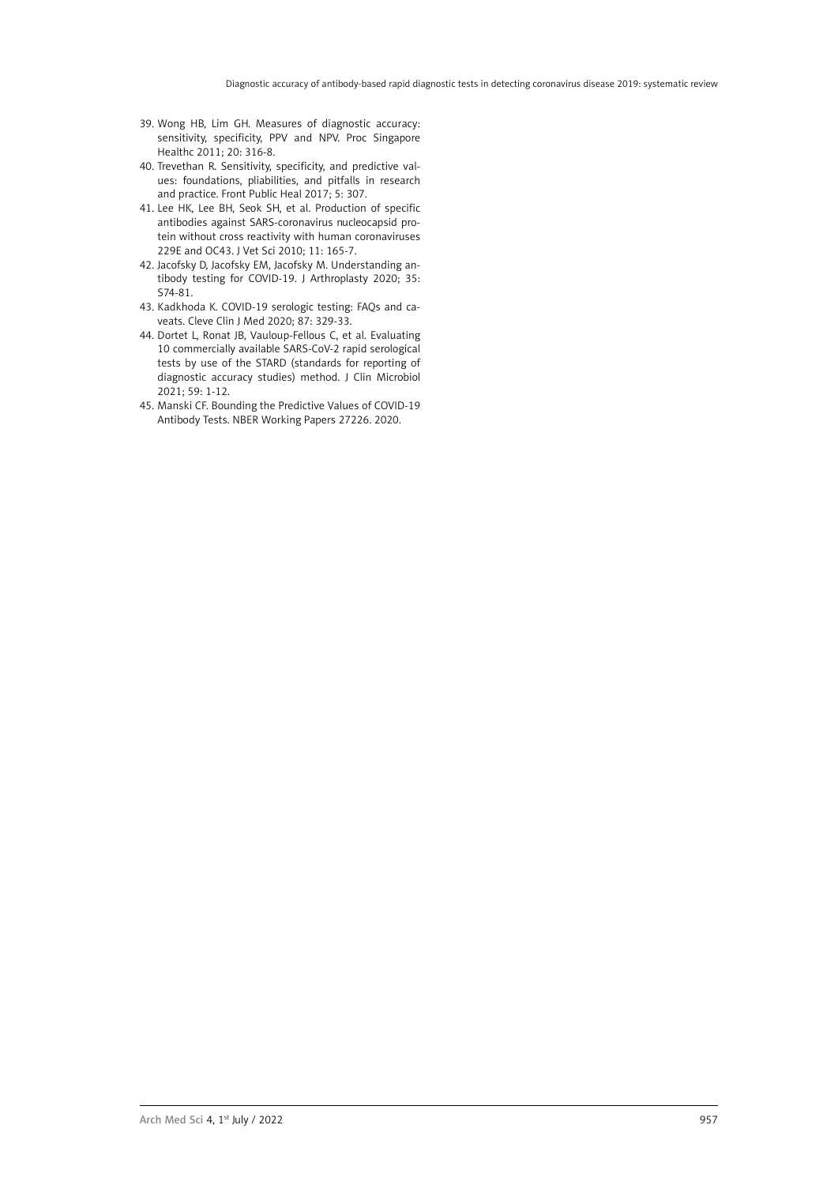39. Wong HB, Lim GH. Measures of diagnostic accuracy: sensitivity, specificity, PPV and NPV. Proc Singapore Healthc 2011; 20: 316-8.
40. Trevethan R. Sensitivity, specificity, and predictive values: foundations, pliabilities, and pitfalls in research and practice. Front Public Heal 2017; 5: 307.
41. Lee HK, Lee BH, Seok SH, et al. Production of specific antibodies against SARS-coronavirus nucleocapsid protein without cross reactivity with human coronaviruses 229E and OC43. J Vet Sci 2010; 11: 165-7.
42. Jacofsky D, Jacofsky EM, Jacofsky M. Understanding antibody testing for COVID-19. J Arthroplasty 2020; 35: S74-81.
43. Kadkhoda K. COVID-19 serologic testing: FAQs and caveats. Cleve Clin J Med 2020; 87: 329-33.
44. Dortet L, Ronat JB, Vauloup-Fellous C, et al. Evaluating 10 commercially available SARS-CoV-2 rapid serological tests by use of the STARD (standards for reporting of diagnostic accuracy studies) method. J Clin Microbiol 2021; 59: 1-12.
45. Manski CF. Bounding the Predictive Values of COVID-19 Antibody Tests. NBER Working Papers 27226. 2020.